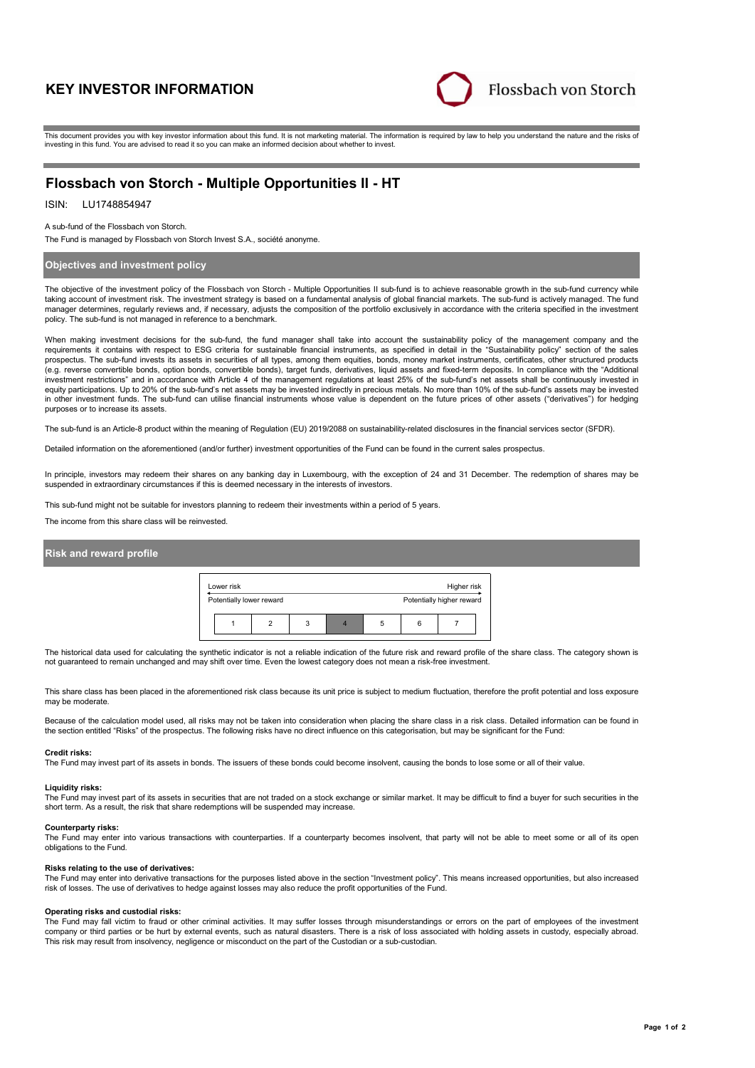# KEY INVESTOR INFORMATION

Flossbach von Storch

This document provides you with key investor information about this fund. It is not marketing material. The information is required by law to help you understand the nature and the risks of investing in this fund. You are advised to read it so you can make an informed decision about whether to invest.

## Flossbach von Storch - Multiple Opportunities II - HT

ISIN: LU1748854947

A sub-fund of the Flossbach von Storch.

The Fund is managed by Flossbach von Storch Invest S.A., société anonyme.

### Objectives and investment policy

The objective of the investment policy of the Flossbach von Storch - Multiple Opportunities II sub-fund is to achieve reasonable growth in the sub-fund currency while taking account of investment risk. The investment strategy is based on a fundamental analysis of global financial markets. The sub-fund is actively managed. The fund manager determines, regularly reviews and, if necessary, adjusts the composition of the portfolio exclusively in accordance with the criteria specified in the investment policy. The sub-fund is not managed in reference to a benchmark.

When making investment decisions for the sub-fund, the fund manager shall take into account the sustainability policy of the management company and the requirements it contains with respect to ESG criteria for sustainable financial instruments, as specified in detail in the "Sustainability policy" section of the sales prospectus. The sub-fund invests its assets in securities of all types, among them equities, bonds, money market instruments, certificates, other structured products (e.g. reverse convertible bonds, option bonds, convertible bonds), target funds, derivatives, liquid assets and fixed-term deposits. In compliance with the "Additional investment restrictions" and in accordance with Article 4 of the management regulations at least 25% of the sub-fund's net assets shall be continuously invested in equity participations. Up to 20% of the sub-fund's net assets may be invested indirectly in precious metals. No more than 10% of the sub-fund's assets may be invested in other investment funds. The sub-fund can utilise financial instruments whose value is dependent on the future prices of other assets ("derivatives") for hedging purposes or to increase its assets.

The sub-fund is an Article-8 product within the meaning of Regulation (EU) 2019/2088 on sustainability-related disclosures in the financial services sector (SFDR).

Detailed information on the aforementioned (and/or further) investment opportunities of the Fund can be found in the current sales prospectus.

In principle, investors may redeem their shares on any banking day in Luxembourg, with the exception of 24 and 31 December. The redemption of shares may be suspended in extraordinary circumstances if this is deemed necessary in the interests of investors.

This sub-fund might not be suitable for investors planning to redeem their investments within a period of 5 years.

The income from this share class will be reinvested.

### Risk and reward profile

| Lower risk | | | | | | Higher risk |
|---|---|---|---|---|---|---|
| Potentially lower reward | | | | | | Potentially higher reward |
| 1 | 2 | 3 | **4** | 5 | 6 | 7 |

The historical data used for calculating the synthetic indicator is not a reliable indication of the future risk and reward profile of the share class. The category shown is not guaranteed to remain unchanged and may shift over time. Even the lowest category does not mean a risk-free investment.

This share class has been placed in the aforementioned risk class because its unit price is subject to medium fluctuation, therefore the profit potential and loss exposure may be moderate.

Because of the calculation model used, all risks may not be taken into consideration when placing the share class in a risk class. Detailed information can be found in the section entitled "Risks" of the prospectus. The following risks have no direct influence on this categorisation, but may be significant for the Fund:

**Credit risks:**
The Fund may invest part of its assets in bonds. The issuers of these bonds could become insolvent, causing the bonds to lose some or all of their value.

**Liquidity risks:**
The Fund may invest part of its assets in securities that are not traded on a stock exchange or similar market. It may be difficult to find a buyer for such securities in the short term. As a result, the risk that share redemptions will be suspended may increase.

**Counterparty risks:**
The Fund may enter into various transactions with counterparties. If a counterparty becomes insolvent, that party will not be able to meet some or all of its open obligations to the Fund.

**Risks relating to the use of derivatives:**
The Fund may enter into derivative transactions for the purposes listed above in the section "Investment policy". This means increased opportunities, but also increased risk of losses. The use of derivatives to hedge against losses may also reduce the profit opportunities of the Fund.

**Operating risks and custodial risks:**
The Fund may fall victim to fraud or other criminal activities. It may suffer losses through misunderstandings or errors on the part of employees of the investment company or third parties or be hurt by external events, such as natural disasters. There is a risk of loss associated with holding assets in custody, especially abroad. This risk may result from insolvency, negligence or misconduct on the part of the Custodian or a sub-custodian.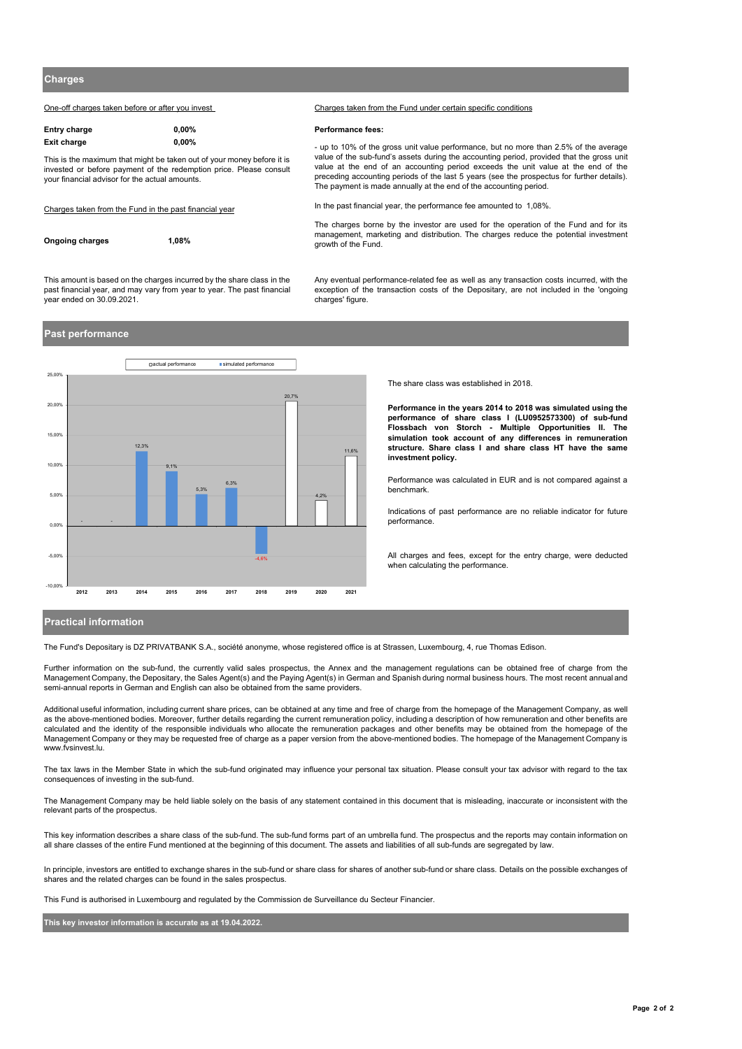## Charges

One-off charges taken before or after you invest

| | |
|---|---|
| **Entry charge** | **0,00%** |
| **Exit charge** | **0,00%** |

This is the maximum that might be taken out of your money before it is invested or before payment of the redemption price. Please consult your financial advisor for the actual amounts.

Charges taken from the Fund in the past financial year

| | |
|---|---|
| **Ongoing charges** | **1,08%** |

This amount is based on the charges incurred by the share class in the past financial year, and may vary from year to year. The past financial year ended on 30.09.2021.

Charges taken from the Fund under certain specific conditions

**Performance fees:**

- up to 10% of the gross unit value performance, but no more than 2.5% of the average value of the sub-fund's assets during the accounting period, provided that the gross unit value at the end of an accounting period exceeds the unit value at the end of the preceding accounting periods of the last 5 years (see the prospectus for further details). The payment is made annually at the end of the accounting period.

In the past financial year, the performance fee amounted to 1,08%.

The charges borne by the investor are used for the operation of the Fund and for its management, marketing and distribution. The charges reduce the potential investment growth of the Fund.

Any eventual performance-related fee as well as any transaction costs incurred, with the exception of the transaction costs of the Depositary, are not included in the 'ongoing charges' figure.

## Past performance

actual performance
simulated performance

25,00%
20,00%
15,00%
10,00%
5,00%
0,00%
-5,00%
-10,00%

2012: -
2013: -
2014: 12,3%
2015: 9,1%
2016: 5,3%
2017: 6,3%
2018: -4,6%
2019: 20,7%
2020: 4,2%
2021: 11,6%

The share class was established in 2018.

**Performance in the years 2014 to 2018 was simulated using the performance of share class I (LU0952573300) of sub-fund Flossbach von Storch - Multiple Opportunities II. The simulation took account of any differences in remuneration structure. Share class I and share class HT have the same investment policy.**

Performance was calculated in EUR and is not compared against a benchmark.

Indications of past performance are no reliable indicator for future performance.

All charges and fees, except for the entry charge, were deducted when calculating the performance.

## Practical information

The Fund's Depositary is DZ PRIVATBANK S.A., société anonyme, whose registered office is at Strassen, Luxembourg, 4, rue Thomas Edison.

Further information on the sub-fund, the currently valid sales prospectus, the Annex and the management regulations can be obtained free of charge from the Management Company, the Depositary, the Sales Agent(s) and the Paying Agent(s) in German and Spanish during normal business hours. The most recent annual and semi-annual reports in German and English can also be obtained from the same providers.

Additional useful information, including current share prices, can be obtained at any time and free of charge from the homepage of the Management Company, as well as the above-mentioned bodies. Moreover, further details regarding the current remuneration policy, including a description of how remuneration and other benefits are calculated and the identity of the responsible individuals who allocate the remuneration packages and other benefits may be obtained from the homepage of the Management Company or they may be requested free of charge as a paper version from the above-mentioned bodies. The homepage of the Management Company is www.fvsinvest.lu.

The tax laws in the Member State in which the sub-fund originated may influence your personal tax situation. Please consult your tax advisor with regard to the tax consequences of investing in the sub-fund.

The Management Company may be held liable solely on the basis of any statement contained in this document that is misleading, inaccurate or inconsistent with the relevant parts of the prospectus.

This key information describes a share class of the sub-fund. The sub-fund forms part of an umbrella fund. The prospectus and the reports may contain information on all share classes of the entire Fund mentioned at the beginning of this document. The assets and liabilities of all sub-funds are segregated by law.

In principle, investors are entitled to exchange shares in the sub-fund or share class for shares of another sub-fund or share class. Details on the possible exchanges of shares and the related charges can be found in the sales prospectus.

This Fund is authorised in Luxembourg and regulated by the Commission de Surveillance du Secteur Financier.

**This key investor information is accurate as at 19.04.2022.**